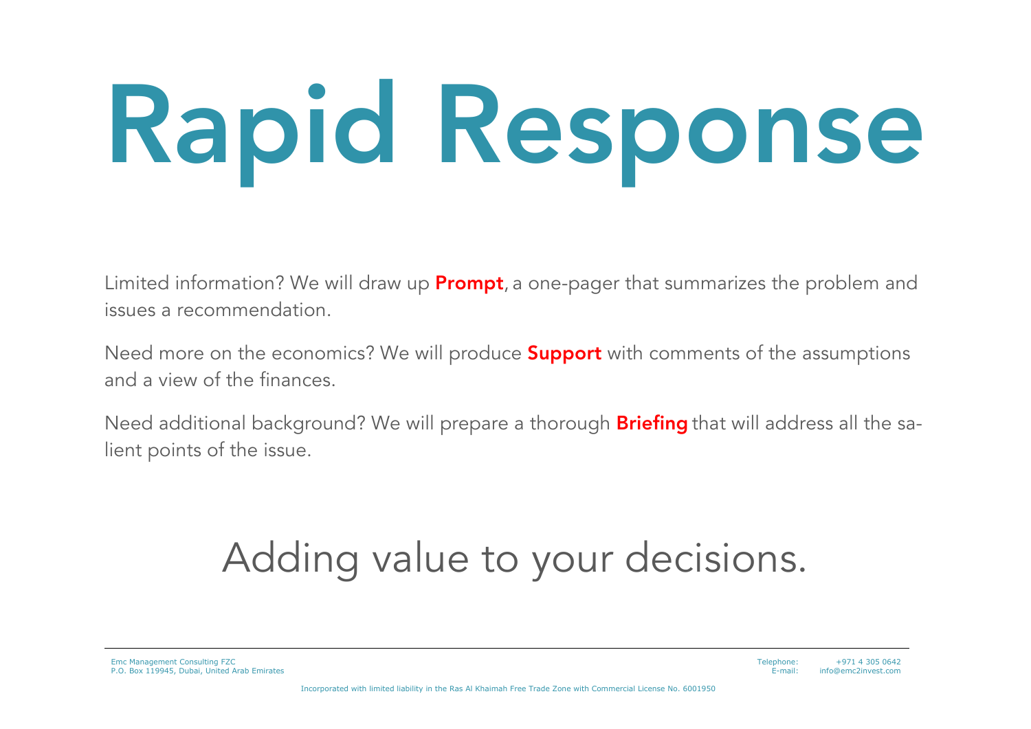# Rapid Response

Limited information? We will draw up **Prompt**, a one-pager that summarizes the problem and issues a recommendation.

Need more on the economics? We will produce **Support** with comments of the assumptions and a view of the finances.

Need additional background? We will prepare a thorough **Briefing** that will address all the salient points of the issue.

## Adding value to your decisions.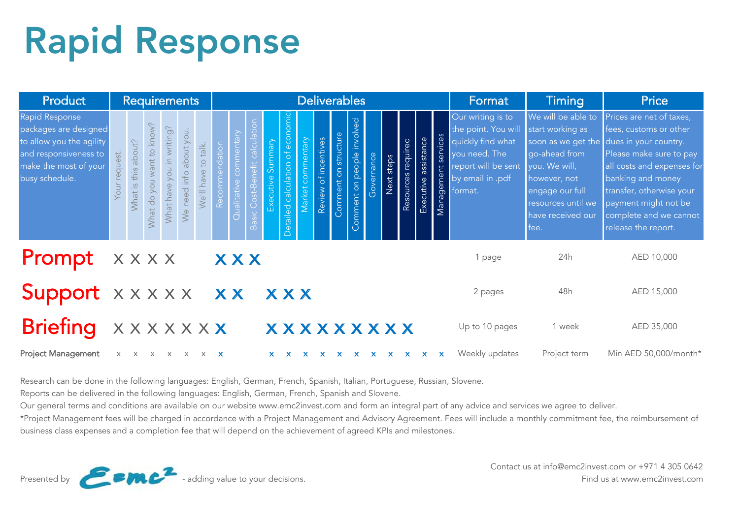# Rapid Response

| Product | Requirements | | | | | | Deliverables | | | | | | | | | | | | | | Format | Timing | Price |
|---|---|---|---|---|---|---|---|---|---|---|---|---|---|---|---|---|---|---|---|---|---|---|---|
| Rapid Response packages are designed to allow you the agility and responsiveness to make the most of your busy schedule. | Your request. | What is this about? | What do you want to know? | What have you in writing? | We need info about you. | We'll have to talk. | Recommendation | Qualitative commentary | Basic Cost-Benefit calculation | Executive Summary | Detailed calculation of economics | Market commentary | Review of incentives | Comment on structure | Comment on people involved | Governance | Next steps | Resources required | Executive assistance | Management services | Our writing is to the point. You will quickly find what you need. The report will be sent by email in .pdf format. | We will be able to start working as soon as we get the go-ahead from you. We will, however, not engage our full resources until we have received our fee. | Prices are net of taxes, fees, customs or other dues in your country. Please make sure to pay all costs and expenses for banking and money transfer, otherwise your payment might not be complete and we cannot release the report. |
| **Prompt** | x | x | x | x | | | x | x | x | | | | | | | | | | | | 1 page | 24h | AED 10,000 |
| **Support** | x | x | x | x | x | | x | x | | x | x | x | | | | | | | | | 2 pages | 48h | AED 15,000 |
| **Briefing** | x | x | x | x | x | x | x | | | x | x | x | x | x | x | x | x | x | | | Up to 10 pages | 1 week | AED 35,000 |
| Project Management | x | x | x | x | x | x | x | | | x | x | x | x | x | x | x | x | x | x | x | Weekly updates | Project term | Min AED 50,000/month* |

Research can be done in the following languages: English, German, French, Spanish, Italian, Portuguese, Russian, Slovene.

Reports can be delivered in the following languages: English, German, French, Spanish and Slovene.

Our general terms and conditions are available on our website www.emc2invest.com and form an integral part of any advice and services we agree to deliver.

*Project Management fees will be charged in accordance with a Project Management and Advisory Agreement. Fees will include a monthly commitment fee, the reimbursement of business class expenses and a completion fee that will depend on the achievement of agreed KPIs and milestones.

Presented by Emc2 - adding value to your decisions.

Contact us at info@emc2invest.com or +971 4 305 0642
Find us at www.emc2invest.com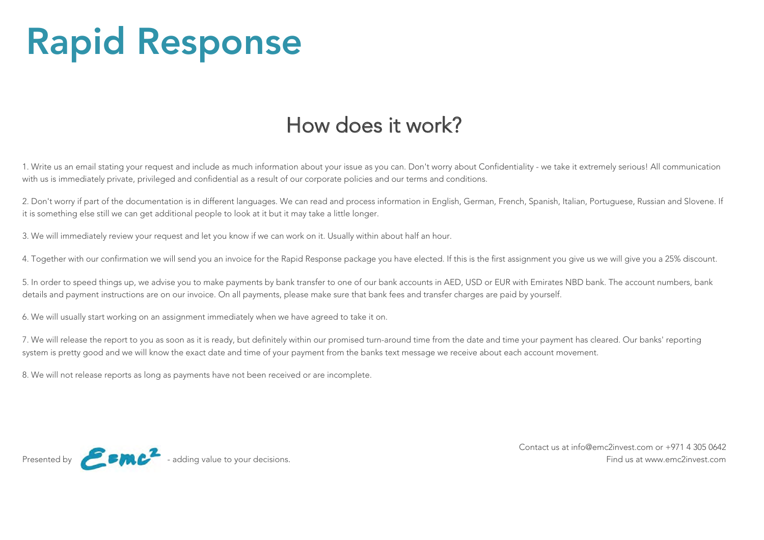# Rapid Response

## How does it work?

1. Write us an email stating your request and include as much information about your issue as you can. Don't worry about Confidentiality - we take it extremely serious! All communication with us is immediately private, privileged and confidential as a result of our corporate policies and our terms and conditions.

2. Don't worry if part of the documentation is in different languages. We can read and process information in English, German, French, Spanish, Italian, Portuguese, Russian and Slovene. If it is something else still we can get additional people to look at it but it may take a little longer.

3. We will immediately review your request and let you know if we can work on it. Usually within about half an hour.

4. Together with our confirmation we will send you an invoice for the Rapid Response package you have elected. If this is the first assignment you give us we will give you a 25% discount.

5. In order to speed things up, we advise you to make payments by bank transfer to one of our bank accounts in AED, USD or EUR with Emirates NBD bank. The account numbers, bank details and payment instructions are on our invoice. On all payments, please make sure that bank fees and transfer charges are paid by yourself.

6. We will usually start working on an assignment immediately when we have agreed to take it on.

7. We will release the report to you as soon as it is ready, but definitely within our promised turn-around time from the date and time your payment has cleared. Our banks' reporting system is pretty good and we will know the exact date and time of your payment from the banks text message we receive about each account movement.

8. We will not release reports as long as payments have not been received or are incomplete.

Presented by Emc2 - adding value to your decisions.

Contact us at info@emc2invest.com or +971 4 305 0642
Find us at www.emc2invest.com